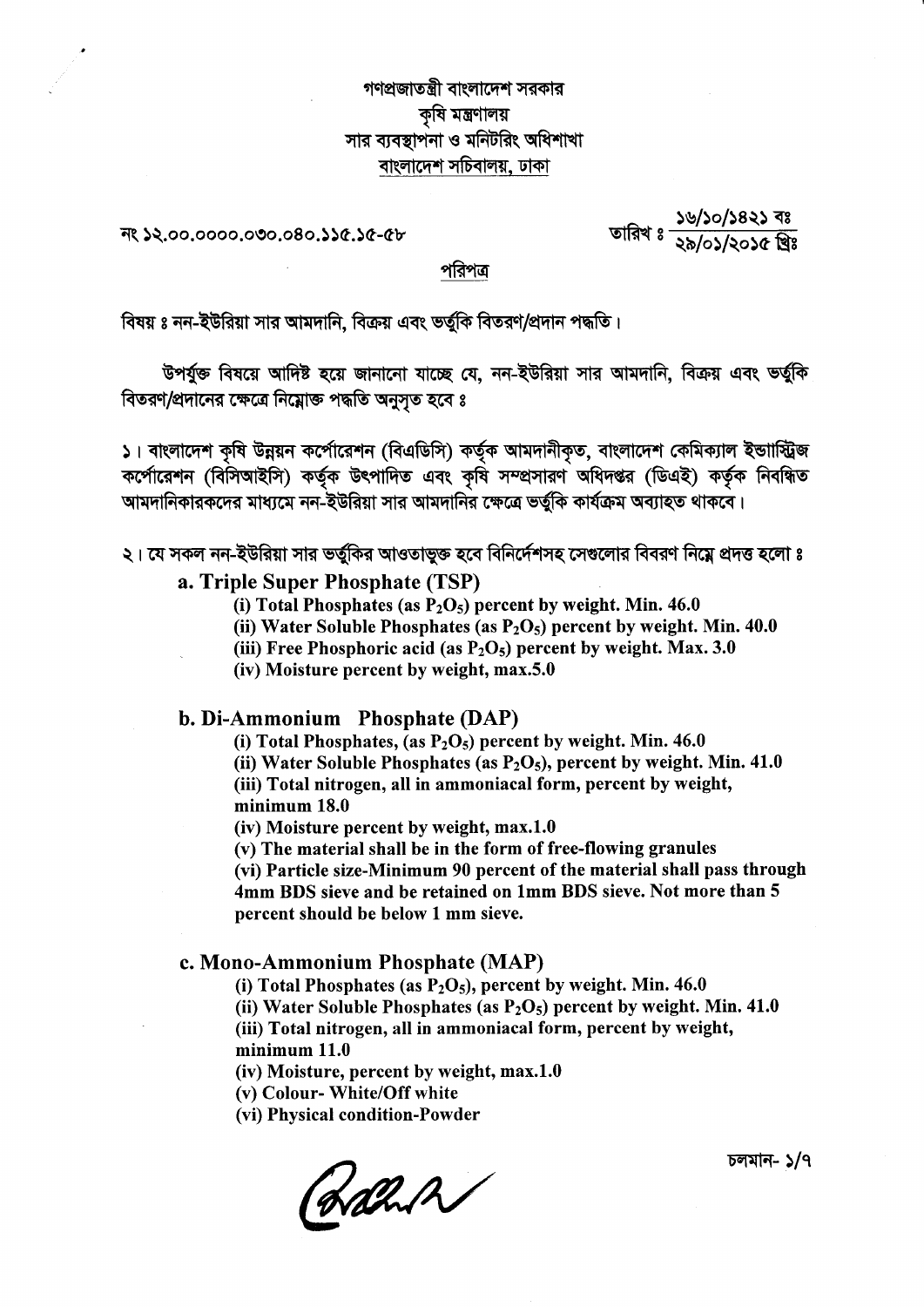গণপ্রজাতন্ত্রী বাংলাদেশ সরকার
কৃষি মন্ত্রণালয়
সার ব্যবস্থাপনা ও মনিটরিং অধিশাখা
বাংলাদেশ সচিবালয়, ঢাকা

নং ১২.০০.০০০০.০৩০.০৪০.১১৫.১৫-৫৮

তারিখ ঃ ১৬/১০/১৪২১ বঃ
২৯/০১/২০১৫ খ্রিঃ

পরিপত্র

বিষয় ঃ নন-ইউরিয়া সার আমদানি, বিক্রয় এবং ভর্তুকি বিতরণ/প্রদান পদ্ধতি।

উপর্যুক্ত বিষয়ে আদিষ্ট হয়ে জানানো যাচ্ছে যে, নন-ইউরিয়া সার আমদানি, বিক্রয় এবং ভর্তুকি বিতরণ/প্রদানের ক্ষেত্রে নিম্নোক্ত পদ্ধতি অনুসৃত হবে ঃ

১। বাংলাদেশ কৃষি উন্নয়ন কর্পোরেশন (বিএডিসি) কর্তৃক আমদানীকৃত, বাংলাদেশ কেমিক্যাল ইন্ডাস্ট্রিজ কর্পোরেশন (বিসিআইসি) কর্তৃক উৎপাদিত এবং কৃষি সম্প্রসারণ অধিদপ্তর (ডিএই) কর্তৃক নিবন্ধিত আমদানিকারকদের মাধ্যমে নন-ইউরিয়া সার আমদানির ক্ষেত্রে ভর্তুকি কার্যক্রম অব্যাহত থাকবে।

২। যে সকল নন-ইউরিয়া সার ভর্তুকির আওতাভুক্ত হবে বিনির্দেশসহ সেগুলোর বিবরণ নিম্নে প্রদত্ত হলো ঃ

**a. Triple Super Phosphate (TSP)**

**(i) Total Phosphates (as $P_2O_5$) percent by weight. Min. 46.0**
**(ii) Water Soluble Phosphates (as $P_2O_5$) percent by weight. Min. 40.0**
**(iii) Free Phosphoric acid (as $P_2O_5$) percent by weight. Max. 3.0**
**(iv) Moisture percent by weight, max.5.0**

**b. Di-Ammonium Phosphate (DAP)**

**(i) Total Phosphates, (as $P_2O_5$) percent by weight. Min. 46.0**
**(ii) Water Soluble Phosphates (as $P_2O_5$), percent by weight. Min. 41.0**
**(iii) Total nitrogen, all in ammoniacal form, percent by weight, minimum 18.0**
**(iv) Moisture percent by weight, max.1.0**
**(v) The material shall be in the form of free-flowing granules**
**(vi) Particle size-Minimum 90 percent of the material shall pass through 4mm BDS sieve and be retained on 1mm BDS sieve. Not more than 5 percent should be below 1 mm sieve.**

**c. Mono-Ammonium Phosphate (MAP)**

**(i) Total Phosphates (as $P_2O_5$), percent by weight. Min. 46.0**
**(ii) Water Soluble Phosphates (as $P_2O_5$) percent by weight. Min. 41.0**
**(iii) Total nitrogen, all in ammoniacal form, percent by weight, minimum 11.0**
**(iv) Moisture, percent by weight, max.1.0**
**(v) Colour- White/Off white**
**(vi) Physical condition-Powder**

চলমান- ১/৭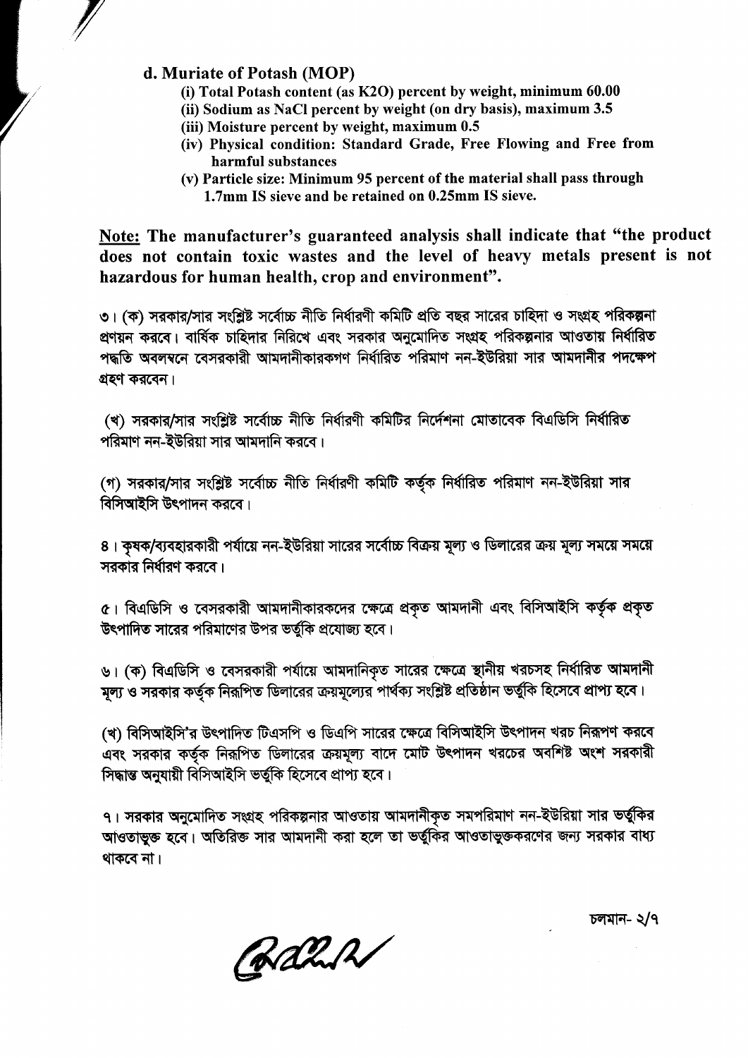**d. Muriate of Potash (MOP)**

(i) Total Potash content (as K2O) percent by weight, minimum 60.00

(ii) Sodium as NaCl percent by weight (on dry basis), maximum 3.5

(iii) Moisture percent by weight, maximum 0.5

(iv) Physical condition: Standard Grade, Free Flowing and Free from harmful substances

(v) Particle size: Minimum 95 percent of the material shall pass through 1.7mm IS sieve and be retained on 0.25mm IS sieve.

**Note: The manufacturer's guaranteed analysis shall indicate that "the product does not contain toxic wastes and the level of heavy metals present is not hazardous for human health, crop and environment".**

৩। (ক) সরকার/সার সংশ্লিষ্ট সর্বোচ্চ নীতি নির্ধারণী কমিটি প্রতি বছর সারের চাহিদা ও সংগ্রহ পরিকল্পনা প্রণয়ন করবে। বার্ষিক চাহিদার নিরিখে এবং সরকার অনুমোদিত সংগ্রহ পরিকল্পনার আওতায় নির্ধারিত পদ্ধতি অবলম্বনে বেসরকারী আমদানীকারকগণ নির্ধারিত পরিমাণ নন-ইউরিয়া সার আমদানীর পদক্ষেপ গ্রহণ করবেন।

(খ) সরকার/সার সংশ্লিষ্ট সর্বোচ্চ নীতি নির্ধারণী কমিটির নির্দেশনা মোতাবেক বিএডিসি নির্ধারিত পরিমাণ নন-ইউরিয়া সার আমদানি করবে।

(গ) সরকার/সার সংশ্লিষ্ট সর্বোচ্চ নীতি নির্ধারণী কমিটি কর্তৃক নির্ধারিত পরিমাণ নন-ইউরিয়া সার বিসিআইসি উৎপাদন করবে।

৪। কৃষক/ব্যবহারকারী পর্যায়ে নন-ইউরিয়া সারের সর্বোচ্চ বিক্রয় মূল্য ও ডিলারের ক্রয় মূল্য সময়ে সময়ে সরকার নির্ধারণ করবে।

৫। বিএডিসি ও বেসরকারী আমদানীকারকদের ক্ষেত্রে প্রকৃত আমদানী এবং বিসিআইসি কর্তৃক প্রকৃত উৎপাদিত সারের পরিমাণের উপর ভর্তুকি প্রযোজ্য হবে।

৬। (ক) বিএডিসি ও বেসরকারী পর্যায়ে আমদানিকৃত সারের ক্ষেত্রে স্থানীয় খরচসহ নির্ধারিত আমদানী মূল্য ও সরকার কর্তৃক নিরূপিত ডিলারের ক্রয়মূল্যের পার্থক্য সংশ্লিষ্ট প্রতিষ্ঠান ভর্তুকি হিসেবে প্রাপ্য হবে।

(খ) বিসিআইসি'র উৎপাদিত টিএসপি ও ডিএপি সারের ক্ষেত্রে বিসিআইসি উৎপাদন খরচ নিরূপণ করবে এবং সরকার কর্তৃক নিরূপিত ডিলারের ক্রয়মূল্য বাদে মোট উৎপাদন খরচের অবশিষ্ট অংশ সরকারী সিদ্ধান্ত অনুযায়ী বিসিআইসি ভর্তুকি হিসেবে প্রাপ্য হবে।

৭। সরকার অনুমোদিত সংগ্রহ পরিকল্পনার আওতায় আমদানীকৃত সমপরিমাণ নন-ইউরিয়া সার ভর্তুকির আওতাভুক্ত হবে। অতিরিক্ত সার আমদানী করা হলে তা ভর্তুকির আওতাভুক্তকরণের জন্য সরকার বাধ্য থাকবে না।

চলমান- ২/৭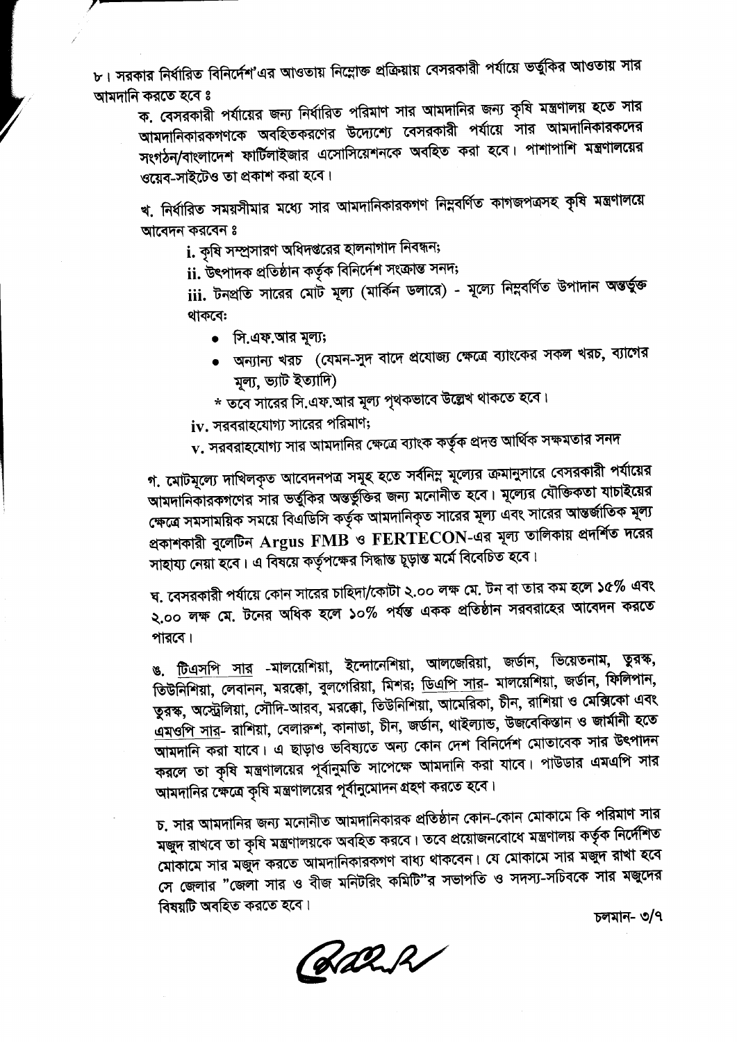৮। সরকার নির্ধারিত বিনির্দেশ'এর আওতায় নিম্নোক্ত প্রক্রিয়ায় বেসরকারী পর্যায়ে ভর্তুকির আওতায় সার আমদানি করতে হবে ঃ

ক. বেসরকারী পর্যায়ের জন্য নির্ধারিত পরিমাণ সার আমদানির জন্য কৃষি মন্ত্রণালয় হতে সার আমদানিকারকগণকে অবহিতকরণের উদ্দেশ্যে বেসরকারী পর্যায়ে সার আমদানিকারকদের সংগঠন/বাংলাদেশ ফার্টিলাইজার এসোসিয়েশনকে অবহিত করা হবে। পাশাপাশি মন্ত্রণালয়ের ওয়েব-সাইটেও তা প্রকাশ করা হবে।

খ. নির্ধারিত সময়সীমার মধ্যে সার আমদানিকারকগণ নিম্নবর্ণিত কাগজপত্রসহ কৃষি মন্ত্রণালয়ে আবেদন করবেন ঃ

i. কৃষি সম্প্রসারণ অধিদপ্তরের হালনাগাদ নিবন্ধন;

ii. উৎপাদক প্রতিষ্ঠান কর্তৃক বিনির্দেশ সংক্রান্ত সনদ;

iii. টনপ্রতি সারের মোট মূল্য (মার্কিন ডলারে) - মূল্যে নিম্নবর্ণিত উপাদান অন্তর্ভুক্ত থাকবে:

- সি.এফ.আর মূল্য;
- অন্যান্য খরচ (যেমন-সুদ বাদে প্রযোজ্য ক্ষেত্রে ব্যাংকের সকল খরচ, ব্যাগের মূল্য, ভ্যাট ইত্যাদি)

\* তবে সারের সি.এফ.আর মূল্য পৃথকভাবে উল্লেখ থাকতে হবে।

iv. সরবরাহযোগ্য সারের পরিমাণ;

v. সরবরাহযোগ্য সার আমদানির ক্ষেত্রে ব্যাংক কর্তৃক প্রদত্ত আর্থিক সক্ষমতার সনদ

গ. মোটমূল্যে দাখিলকৃত আবেদনপত্র সমূহ হতে সর্বনিম্ন মূল্যের ক্রমানুসারে বেসরকারী পর্যায়ের আমদানিকারকগণের সার ভর্তুকির অন্তর্ভুক্তির জন্য মনোনীত হবে। মূল্যের যৌক্তিকতা যাচাইয়ের ক্ষেত্রে সমসাময়িক সময়ে বিএডিসি কর্তৃক আমদানিকৃত সারের মূল্য এবং সারের আন্তর্জাতিক মূল্য প্রকাশকারী বুলেটিন Argus FMB ও FERTECON-এর মূল্য তালিকায় প্রদর্শিত দরের সাহায্য নেয়া হবে। এ বিষয়ে কর্তৃপক্ষের সিদ্ধান্ত চূড়ান্ত মর্মে বিবেচিত হবে।

ঘ. বেসরকারী পর্যায়ে কোন সারের চাহিদা/কোটা ২.০০ লক্ষ মে. টন বা তার কম হলে ১৫% এবং ২.০০ লক্ষ মে. টনের অধিক হলে ১০% পর্যন্ত একক প্রতিষ্ঠান সরবরাহের আবেদন করতে পারবে।

ঙ. টিএসপি সার -মালয়েশিয়া, ইন্দোনেশিয়া, আলজেরিয়া, জর্ডান, ভিয়েতনাম, তুরস্ক, তিউনিশিয়া, লেবানন, মরক্কো, বুলগেরিয়া, মিশর; ডিএপি সার- মালয়েশিয়া, জর্ডান, ফিলিপান, তুরস্ক, অস্ট্রেলিয়া, সৌদি-আরব, মরক্কো, তিউনিশিয়া, আমেরিকা, চীন, রাশিয়া ও মেক্সিকো এবং এমওপি সার- রাশিয়া, বেলারুশ, কানাডা, চীন, জর্ডান, থাইল্যান্ড, উজবেকিস্তান ও জার্মানী হতে আমদানি করা যাবে। এ ছাড়াও ভবিষ্যতে অন্য কোন দেশ বিনির্দেশ মোতাবেক সার উৎপাদন করলে তা কৃষি মন্ত্রণালয়ের পূর্বানুমতি সাপেক্ষে আমদানি করা যাবে। পাউডার এমএপি সার আমদানির ক্ষেত্রে কৃষি মন্ত্রণালয়ের পূর্বানুমোদন গ্রহণ করতে হবে।

চ. সার আমদানির জন্য মনোনীত আমদানিকারক প্রতিষ্ঠান কোন-কোন মোকামে কি পরিমাণ সার মজুদ রাখবে তা কৃষি মন্ত্রণালয়কে অবহিত করবে। তবে প্রয়োজনবোধে মন্ত্রণালয় কর্তৃক নির্দেশিত মোকামে সার মজুদ করতে আমদানিকারকগণ বাধ্য থাকবেন। যে মোকামে সার মজুদ রাখা হবে সে জেলার "জেলা সার ও বীজ মনিটরিং কমিটি"র সভাপতি ও সদস্য-সচিবকে সার মজুদের বিষয়টি অবহিত করতে হবে।

চলমান- ৩/৭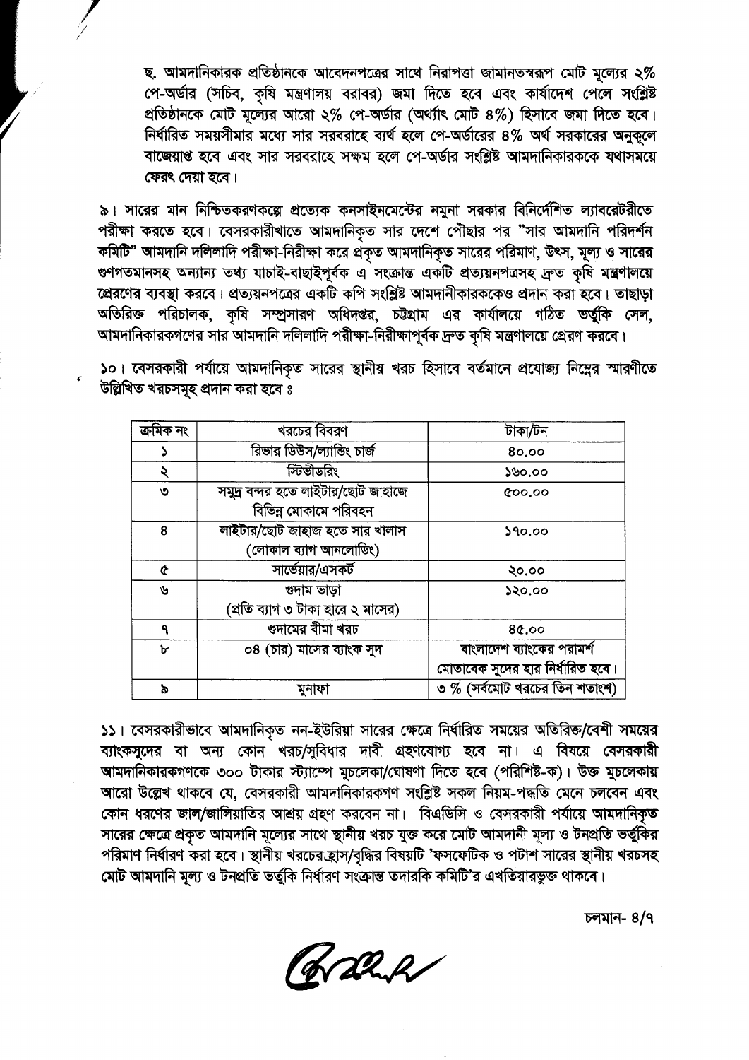ছ. আমদানিকারক প্রতিষ্ঠানকে আবেদনপত্রের সাথে নিরাপত্তা জামানতস্বরূপ মোট মূল্যের ২% পে-অর্ডার (সচিব, কৃষি মন্ত্রণালয় বরাবর) জমা দিতে হবে এবং কার্যাদেশ পেলে সংশ্লিষ্ট প্রতিষ্ঠানকে মোট মূল্যের আরো ২% পে-অর্ডার (অর্থাৎ মোট ৪%) হিসাবে জমা দিতে হবে। নির্ধারিত সময়সীমার মধ্যে সার সরবরাহে ব্যর্থ হলে পে-অর্ডারের ৪% অর্থ সরকারের অনুকূলে বাজেয়াপ্ত হবে এবং সার সরবরাহে সক্ষম হলে পে-অর্ডার সংশ্লিষ্ট আমদানিকারককে যথাসময়ে ফেরৎ দেয়া হবে।

৯। সারের মান নিশ্চিতকরণকল্পে প্রত্যেক কনসাইনমেন্টের নমুনা সরকার বিনির্দেশিত ল্যাবরেটরীতে পরীক্ষা করতে হবে। বেসরকারীখাতে আমদানিকৃত সার দেশে পৌঁছার পর "সার আমদানি পরিদর্শন কমিটি" আমদানি দলিলাদি পরীক্ষা-নিরীক্ষা করে প্রকৃত আমদানিকৃত সারের পরিমাণ, উৎস, মূল্য ও সারের গুণগতমানসহ অন্যান্য তথ্য যাচাই-বাছাইপূর্বক এ সংক্রান্ত একটি প্রত্যয়নপত্রসহ দ্রুত কৃষি মন্ত্রণালয়ে প্রেরণের ব্যবস্থা করবে। প্রত্যয়নপত্রের একটি কপি সংশ্লিষ্ট আমদানীকারককেও প্রদান করা হবে। তাছাড়া অতিরিক্ত পরিচালক, কৃষি সম্প্রসারণ অধিদপ্তর, চট্টগ্রাম এর কার্যালয়ে গঠিত ভর্তুকি সেল, আমদানিকারকগণের সার আমদানি দলিলাদি পরীক্ষা-নিরীক্ষাপূর্বক দ্রুত কৃষি মন্ত্রণালয়ে প্রেরণ করবে।

১০। বেসরকারী পর্যায়ে আমদানিকৃত সারের স্থানীয় খরচ হিসাবে বর্তমানে প্রযোজ্য নিম্নের স্মারণীতে উল্লিখিত খরচসমূহ প্রদান করা হবে ঃ

| ক্রমিক নং | খরচের বিবরণ | টাকা/টন |
|---|---|---|
| ১ | রিভার ডিউস/ল্যান্ডিং চার্জ | ৪০.০০ |
| ২ | স্টিভীডরিং | ১৬০.০০ |
| ৩ | সমুদ্র বন্দর হতে লাইটার/ছোট জাহাজে বিভিন্ন মোকামে পরিবহন | ৫০০.০০ |
| ৪ | লাইটার/ছোট জাহাজ হতে সার খালাস (লোকাল ব্যাগ আনলোডিং) | ১৭০.০০ |
| ৫ | সার্ভেয়ার/এসকর্ট | ২০.০০ |
| ৬ | গুদাম ভাড়া (প্রতি ব্যাগ ৩ টাকা হারে ২ মাসের) | ১২০.০০ |
| ৭ | গুদামের বীমা খরচ | ৪৫.০০ |
| ৮ | ০৪ (চার) মাসের ব্যাংক সুদ | বাংলাদেশ ব্যাংকের পরামর্শ মোতাবেক সুদের হার নির্ধারিত হবে। |
| ৯ | মুনাফা | ৩ % (সর্বমোট খরচের তিন শতাংশ) |

১১। বেসরকারীভাবে আমদানিকৃত নন-ইউরিয়া সারের ক্ষেত্রে নির্ধারিত সময়ের অতিরিক্ত/বেশী সময়ের ব্যাংকসুদের বা অন্য কোন খরচ/সুবিধার দাবী গ্রহণযোগ্য হবে না। এ বিষয়ে বেসরকারী আমদানিকারকগণকে ৩০০ টাকার স্ট্যাম্পে মুচলেকা/ঘোষণা দিতে হবে (পরিশিষ্ট-ক)। উক্ত মুচলেকায় আরো উল্লেখ থাকবে যে, বেসরকারী আমদানিকারকগণ সংশ্লিষ্ট সকল নিয়ম-পদ্ধতি মেনে চলবেন এবং কোন ধরণের জাল/জালিয়াতির আশ্রয় গ্রহণ করবেন না। বিএডিসি ও বেসরকারী পর্যায়ে আমদানিকৃত সারের ক্ষেত্রে প্রকৃত আমদানি মূল্যের সাথে স্থানীয় খরচ যুক্ত করে মোট আমদানী মূল্য ও টনপ্রতি ভর্তুকির পরিমাণ নির্ধারণ করা হবে। স্থানীয় খরচের হ্রাস/বৃদ্ধির বিষয়টি 'ফসফেটিক ও পটাশ সারের স্থানীয় খরচসহ মোট আমদানি মূল্য ও টনপ্রতি ভর্তুকি নির্ধারণ সংক্রান্ত তদারকি কমিটি'র এখতিয়ারভুক্ত থাকবে।

চলমান- ৪/৭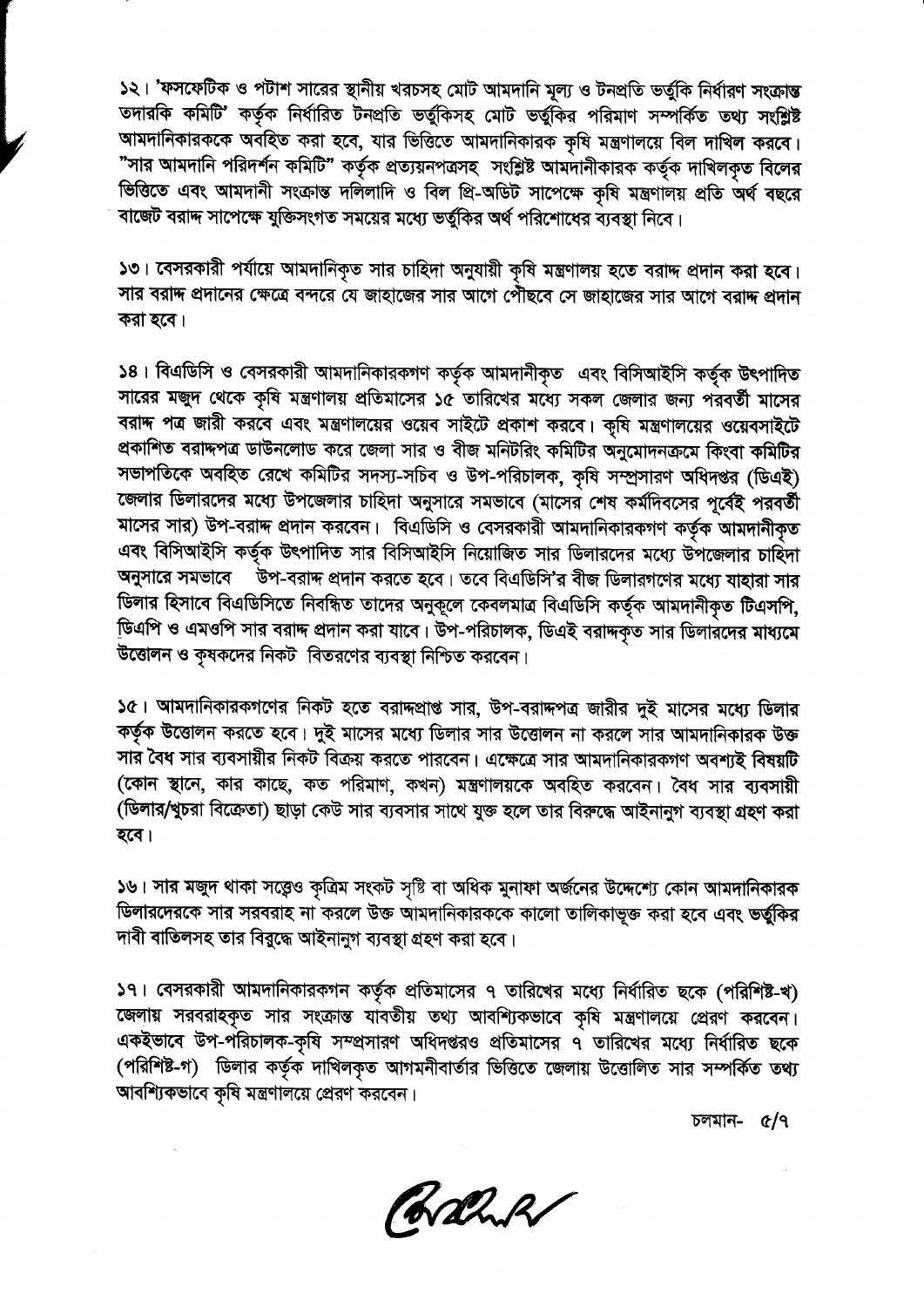১২। 'ফসফেটিক ও পটাশ সারের স্থানীয় খরচসহ মোট আমদানি মূল্য ও টনপ্রতি ভর্তুকি নির্ধারণ সংক্রান্ত তদারকি কমিটি' কর্তৃক নির্ধারিত টনপ্রতি ভর্তুকিসহ মোট ভর্তুকির পরিমাণ সম্পর্কিত তথ্য সংশ্লিষ্ট আমদানিকারককে অবহিত করা হবে, যার ভিত্তিতে আমদানিকারক কৃষি মন্ত্রণালয়ে বিল দাখিল করবে। "সার আমদানি পরিদর্শন কমিটি" কর্তৃক প্রত্যয়নপত্রসহ সংশ্লিষ্ট আমদানীকারক কর্তৃক দাখিলকৃত বিলের ভিত্তিতে এবং আমদানী সংক্রান্ত দলিলাদি ও বিল প্রি-অডিট সাপেক্ষে কৃষি মন্ত্রণালয় প্রতি অর্থ বছরে বাজেট বরাদ্দ সাপেক্ষে যুক্তিসংগত সময়ের মধ্যে ভর্তুকির অর্থ পরিশোধের ব্যবস্থা নিবে।

১৩। বেসরকারী পর্যায়ে আমদানিকৃত সার চাহিদা অনুযায়ী কৃষি মন্ত্রণালয় হতে বরাদ্দ প্রদান করা হবে। সার বরাদ্দ প্রদানের ক্ষেত্রে বন্দরে যে জাহাজের সার আগে পৌঁছবে সে জাহাজের সার আগে বরাদ্দ প্রদান করা হবে।

১৪। বিএডিসি ও বেসরকারী আমদানিকারকগণ কর্তৃক আমদানীকৃত এবং বিসিআইসি কর্তৃক উৎপাদিত সারের মজুদ থেকে কৃষি মন্ত্রণালয় প্রতিমাসের ১৫ তারিখের মধ্যে সকল জেলার জন্য পরবর্তী মাসের বরাদ্দ পত্র জারী করবে এবং মন্ত্রণালয়ের ওয়েব সাইটে প্রকাশ করবে। কৃষি মন্ত্রণালয়ের ওয়েবসাইটে প্রকাশিত বরাদ্দপত্র ডাউনলোড করে জেলা সার ও বীজ মনিটরিং কমিটির অনুমোদনক্রমে কিংবা কমিটির সভাপতিকে অবহিত রেখে কমিটির সদস্য-সচিব ও উপ-পরিচালক, কৃষি সম্প্রসারণ অধিদপ্তর (ডিএই) জেলার ডিলারদের মধ্যে উপজেলার চাহিদা অনুসারে সমভাবে (মাসের শেষ কর্মদিবসের পূর্বেই পরবর্তী মাসের সার) উপ-বরাদ্দ প্রদান করবেন। বিএডিসি ও বেসরকারী আমদানিকারকগণ কর্তৃক আমদানীকৃত এবং বিসিআইসি কর্তৃক উৎপাদিত সার বিসিআইসি নিয়োজিত সার ডিলারদের মধ্যে উপজেলার চাহিদা অনুসারে সমভাবে উপ-বরাদ্দ প্রদান করতে হবে। তবে বিএডিসি'র বীজ ডিলারগণের মধ্যে যাহারা সার ডিলার হিসাবে বিএডিসিতে নিবন্ধিত তাদের অনুকূলে কেবলমাত্র বিএডিসি কর্তৃক আমদানীকৃত টিএসপি, ডিএপি ও এমওপি সার বরাদ্দ প্রদান করা যাবে। উপ-পরিচালক, ডিএই বরাদ্দকৃত সার ডিলারদের মাধ্যমে উত্তোলন ও কৃষকদের নিকট বিতরণের ব্যবস্থা নিশ্চিত করবেন।

১৫। আমদানিকারকগণের নিকট হতে বরাদ্দপ্রাপ্ত সার, উপ-বরাদ্দপত্র জারীর দুই মাসের মধ্যে ডিলার কর্তৃক উত্তোলন করতে হবে। দুই মাসের মধ্যে ডিলার সার উত্তোলন না করলে সার আমদানিকারক উক্ত সার বৈধ সার ব্যবসায়ীর নিকট বিক্রয় করতে পারবেন। এক্ষেত্রে সার আমদানিকারকগণ অবশ্যই বিষয়টি (কোন স্থানে, কার কাছে, কত পরিমাণ, কখন) মন্ত্রণালয়কে অবহিত করবেন। বৈধ সার ব্যবসায়ী (ডিলার/খুচরা বিক্রেতা) ছাড়া কেউ সার ব্যবসার সাথে যুক্ত হলে তার বিরুদ্ধে আইনানুগ ব্যবস্থা গ্রহণ করা হবে।

১৬। সার মজুদ থাকা সত্ত্বেও কৃত্রিম সংকট সৃষ্টি বা অধিক মুনাফা অর্জনের উদ্দেশ্যে কোন আমদানিকারক ডিলারদেরকে সার সরবরাহ না করলে উক্ত আমদানিকারককে কালো তালিকাভুক্ত করা হবে এবং ভর্তুকির দাবী বাতিলসহ তার বিরুদ্ধে আইনানুগ ব্যবস্থা গ্রহণ করা হবে।

১৭। বেসরকারী আমদানিকারকগন কর্তৃক প্রতিমাসের ৭ তারিখের মধ্যে নির্ধারিত ছকে (পরিশিষ্ট-খ) জেলায় সরবরাহকৃত সার সংক্রান্ত যাবতীয় তথ্য আবশ্যিকভাবে কৃষি মন্ত্রণালয়ে প্রেরণ করবেন। একইভাবে উপ-পরিচালক-কৃষি সম্প্রসারণ অধিদপ্তরও প্রতিমাসের ৭ তারিখের মধ্যে নির্ধারিত ছকে (পরিশিষ্ট-গ) ডিলার কর্তৃক দাখিলকৃত আগমনীবার্তার ভিত্তিতে জেলায় উত্তোলিত সার সম্পর্কিত তথ্য আবশ্যিকভাবে কৃষি মন্ত্রণালয়ে প্রেরণ করবেন।

চলমান- ৫/৭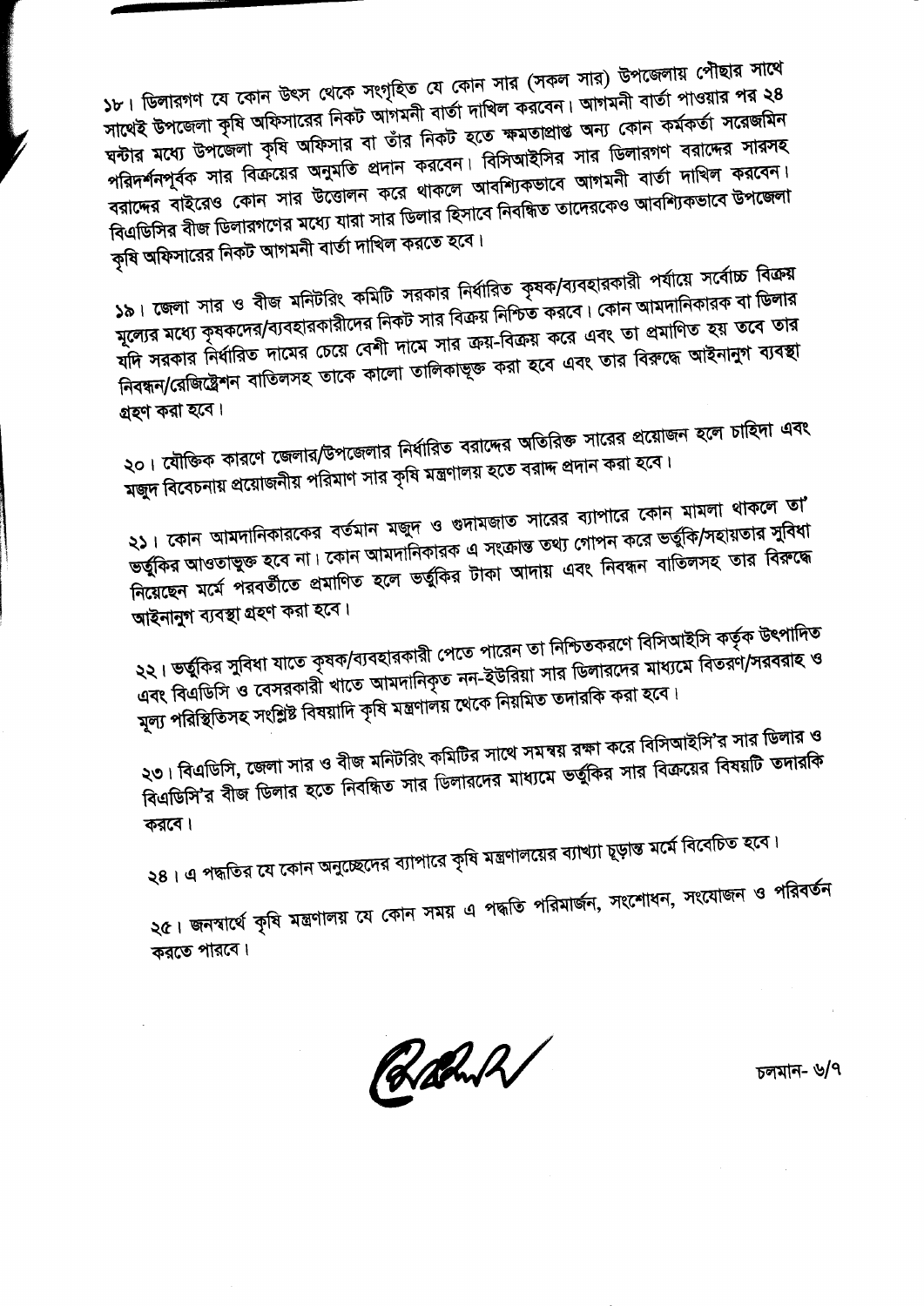১৮। ডিলারগণ যে কোন উৎস থেকে সংগৃহিত যে কোন সার (সকল সার) উপজেলায় পৌছার সাথে সাথেই উপজেলা কৃষি অফিসারের নিকট আগমনী বার্তা দাখিল করবেন। আগমনী বার্তা পাওয়ার পর ২৪ ঘন্টার মধ্যে উপজেলা কৃষি অফিসার বা তাঁর নিকট হতে ক্ষমতাপ্রাপ্ত অন্য কোন কর্মকর্তা সরেজমিন পরিদর্শনপূর্বক সার বিক্রয়ের অনুমতি প্রদান করবেন। বিসিআইসির সার ডিলারগণ বরাদ্দের সারসহ বরাদ্দের বাইরেও কোন সার উত্তোলন করে থাকলে আবশ্যিকভাবে আগমনী বার্তা দাখিল করবেন। বিএডিসির বীজ ডিলারগণের মধ্যে যারা সার ডিলার হিসাবে নিবন্ধিত তাদেরকেও আবশ্যিকভাবে উপজেলা কৃষি অফিসারের নিকট আগমনী বার্তা দাখিল করতে হবে।

১৯। জেলা সার ও বীজ মনিটরিং কমিটি সরকার নির্ধারিত কৃষক/ব্যবহারকারী পর্যায়ে সর্বোচ্চ বিক্রয় মূল্যের মধ্যে কৃষকদের/ব্যবহারকারীদের নিকট সার বিক্রয় নিশ্চিত করবে। কোন আমদানিকারক বা ডিলার যদি সরকার নির্ধারিত দামের চেয়ে বেশী দামে সার ক্রয়-বিক্রয় করে এবং তা প্রমাণিত হয় তবে তার নিবন্ধন/রেজিষ্ট্রেশন বাতিলসহ তাকে কালো তালিকাভূক্ত করা হবে এবং তার বিরুদ্ধে আইনানুগ ব্যবস্থা গ্রহণ করা হবে।

২০। যৌক্তিক কারণে জেলার/উপজেলার নির্ধারিত বরাদ্দের অতিরিক্ত সারের প্রয়োজন হলে চাহিদা এবং মজুদ বিবেচনায় প্রয়োজনীয় পরিমাণ সার কৃষি মন্ত্রণালয় হতে বরাদ্দ প্রদান করা হবে।

২১। কোন আমদানিকারকের বর্তমান মজুদ ও গুদামজাত সারের ব্যাপারে কোন মামলা থাকলে তা ভর্তুকির আওতাভুক্ত হবে না। কোন আমদানিকারক এ সংক্রান্ত তথ্য গোপন করে ভর্তুকি/সহায়তার সুবিধা নিয়েছেন মর্মে পরবর্তীতে প্রমাণিত হলে ভর্তুকির টাকা আদায় এবং নিবন্ধন বাতিলসহ তার বিরুদ্ধে আইনানুগ ব্যবস্থা গ্রহণ করা হবে।

২২। ভর্তুকির সুবিধা যাতে কৃষক/ব্যবহারকারী পেতে পারেন তা নিশ্চিতকরণে বিসিআইসি কর্তৃক উৎপাদিত এবং বিএডিসি ও বেসরকারী খাতে আমদানিকৃত নন-ইউরিয়া সার ডিলারদের মাধ্যমে বিতরণ/সরবরাহ ও মূল্য পরিস্থিতিসহ সংশ্লিষ্ট বিষয়াদি কৃষি মন্ত্রণালয় থেকে নিয়মিত তদারকি করা হবে।

২৩। বিএডিসি, জেলা সার ও বীজ মনিটরিং কমিটির সাথে সমন্বয় রক্ষা করে বিসিআইসি'র সার ডিলার ও বিএডিসি'র বীজ ডিলার হতে নিবন্ধিত সার ডিলারদের মাধ্যমে ভর্তুকির সার বিক্রয়ের বিষয়টি তদারকি করবে।

২৪। এ পদ্ধতির যে কোন অনুচ্ছেদের ব্যাপারে কৃষি মন্ত্রণালয়ের ব্যাখ্যা চূড়ান্ত মর্মে বিবেচিত হবে।

২৫। জনস্বার্থে কৃষি মন্ত্রণালয় যে কোন সময় এ পদ্ধতি পরিমার্জন, সংশোধন, সংযোজন ও পরিবর্তন করতে পারবে।

চলমান- ৬/৭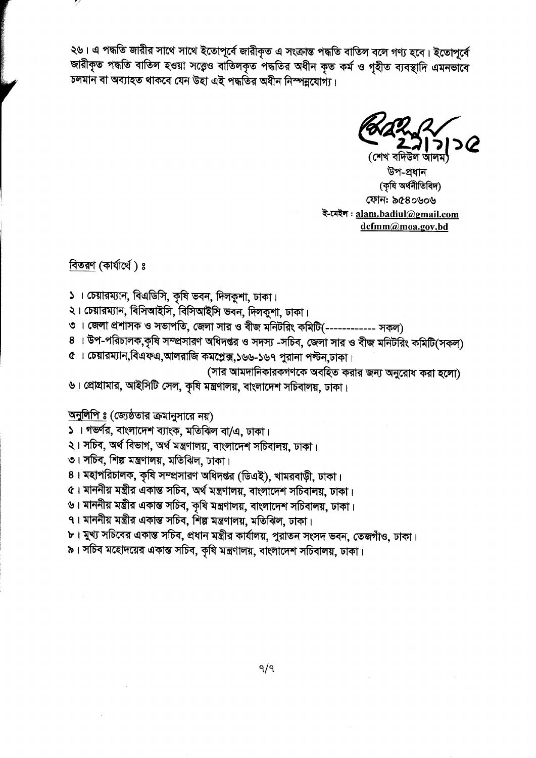২৬। এ পদ্ধতি জারীর সাথে সাথে ইতোপূর্বে জারীকৃত এ সংক্রান্ত পদ্ধতি বাতিল বলে গণ্য হবে। ইতোপূর্বে জারীকৃত পদ্ধতি বাতিল হওয়া সত্ত্বেও বাতিলকৃত পদ্ধতির অধীন কৃত কর্ম ও গৃহীত ব্যবস্থাদি এমনভাবে চলমান বা অব্যাহত থাকবে যেন উহা এই পদ্ধতির অধীন নিষ্পন্নযোগ্য।

২৯/৭/১৫

(শেখ বদিউল আলম)
উপ-প্রধান
(কৃষি অর্থনীতিবিদ)
ফোন: ৯৫৪০৬০৬
ই-মেইল : alam.badiul@gmail.com
dcfmm@moa.gov.bd

বিতরণ (কার্যার্থে) ঃ

১ । চেয়ারম্যান, বিএডিসি, কৃষি ভবন, দিলকুশা, ঢাকা।
২। চেয়ারম্যান, বিসিআইসি, বিসিআইসি ভবন, দিলকুশা, ঢাকা।
৩ । জেলা প্রশাসক ও সভাপতি, জেলা সার ও বীজ মনিটরিং কমিটি(------------ সকল)
৪ । উপ-পরিচালক,কৃষি সম্প্রসারণ অধিদপ্তর ও সদস্য -সচিব, জেলা সার ও বীজ মনিটরিং কমিটি(সকল)
৫ । চেয়ারম্যান,বিএফএ,আলরাজি কমপ্লেক্স,১৬৬-১৬৭ পুরানা পল্টন,ঢাকা।
(সার আমদানিকারকগণকে অবহিত করার জন্য অনুরোধ করা হলো)
৬। প্রোগ্রামার, আইসিটি সেল, কৃষি মন্ত্রণালয়, বাংলাদেশ সচিবালয়, ঢাকা।

অনুলিপি ঃ (জ্যেষ্ঠতার ক্রমানুসারে নয়)

১ । গভর্ণর, বাংলাদেশ ব্যাংক, মতিঝিল বা/এ, ঢাকা।
২। সচিব, অর্থ বিভাগ, অর্থ মন্ত্রণালয়, বাংলাদেশ সচিবালয়, ঢাকা।
৩। সচিব, শিল্প মন্ত্রণালয়, মতিঝিল, ঢাকা।
৪। মহাপরিচালক, কৃষি সম্প্রসারণ অধিদপ্তর (ডিএই), খামরবাড়ী, ঢাকা।
৫। মাননীয় মন্ত্রীর একান্ত সচিব, অর্থ মন্ত্রণালয়, বাংলাদেশ সচিবালয়, ঢাকা।
৬। মাননীয় মন্ত্রীর একান্ত সচিব, কৃষি মন্ত্রণালয়, বাংলাদেশ সচিবালয়, ঢাকা।
৭। মাননীয় মন্ত্রীর একান্ত সচিব, শিল্প মন্ত্রণালয়, মতিঝিল, ঢাকা।
৮। মুখ্য সচিবের একান্ত সচিব, প্রধান মন্ত্রীর কার্যালয়, পুরাতন সংসদ ভবন, তেজগাঁও, ঢাকা।
৯। সচিব মহোদয়ের একান্ত সচিব, কৃষি মন্ত্রণালয়, বাংলাদেশ সচিবালয়, ঢাকা।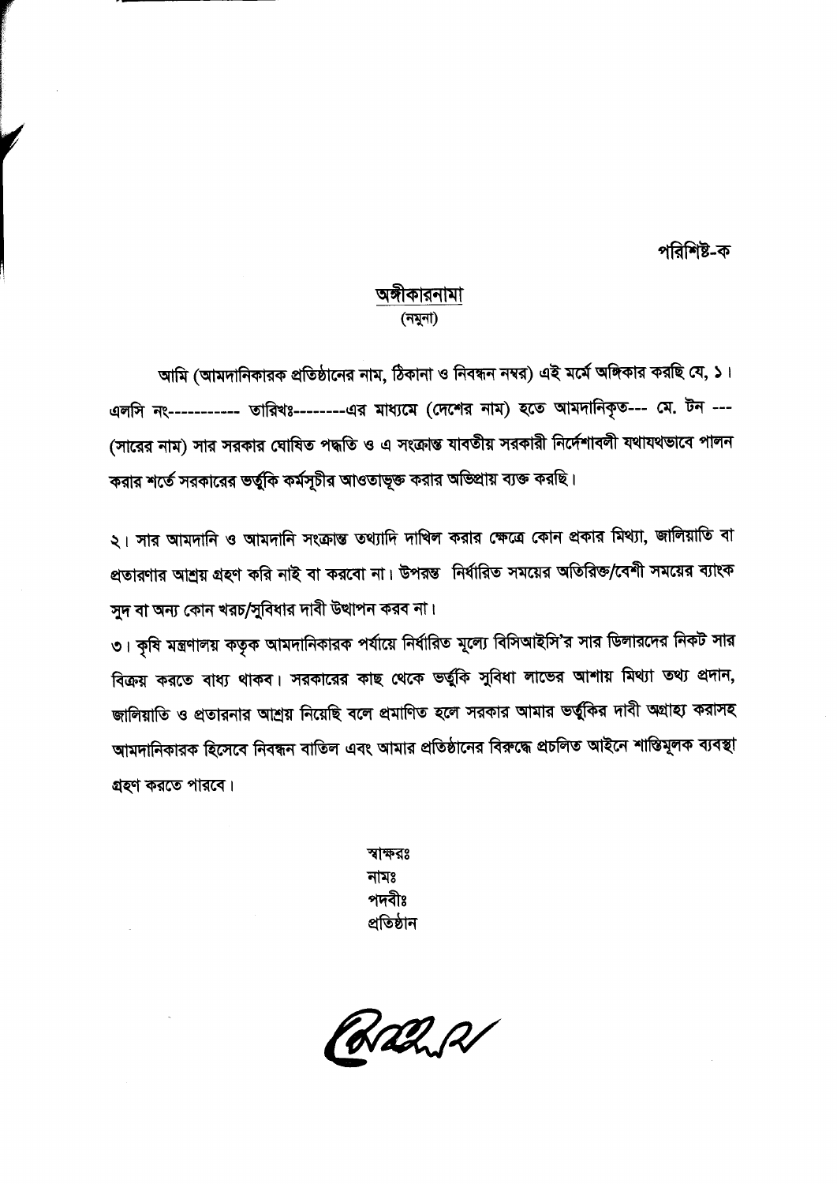পরিশিষ্ট-ক

## অঙ্গীকারনামা
(নমুনা)

আমি (আমদানিকারক প্রতিষ্ঠানের নাম, ঠিকানা ও নিবন্ধন নম্বর) এই মর্মে অঙ্গিকার করছি যে, ১। এলসি নং----------- তারিখঃ--------এর মাধ্যমে (দেশের নাম) হতে আমদানিকৃত--- মে. টন --- (সারের নাম) সার সরকার ঘোষিত পদ্ধতি ও এ সংক্রান্ত যাবতীয় সরকারী নির্দেশাবলী যথাযথভাবে পালন করার শর্তে সরকারের ভর্তুকি কর্মসূচীর আওতাভূক্ত করার অভিপ্রায় ব্যক্ত করছি।

২। সার আমদানি ও আমদানি সংক্রান্ত তথ্যাদি দাখিল করার ক্ষেত্রে কোন প্রকার মিথ্যা, জালিয়াতি বা প্রতারণার আশ্রয় গ্রহণ করি নাই বা করবো না। উপরন্ত নির্ধারিত সময়ের অতিরিক্ত/বেশী সময়ের ব্যাংক সুদ বা অন্য কোন খরচ/সুবিধার দাবী উত্থাপন করব না।

৩। কৃষি মন্ত্রণালয় কতৃক আমদানিকারক পর্যায়ে নির্ধারিত মূল্যে বিসিআইসি'র সার ডিলারদের নিকট সার বিক্রয় করতে বাধ্য থাকব। সরকারের কাছ থেকে ভর্তুকি সুবিধা লাভের আশায় মিথ্যা তথ্য প্রদান, জালিয়াতি ও প্রতারনার আশ্রয় নিয়েছি বলে প্রমাণিত হলে সরকার আমার ভর্তুকির দাবী অগ্রাহ্য করাসহ আমদানিকারক হিসেবে নিবন্ধন বাতিল এবং আমার প্রতিষ্ঠানের বিরুদ্ধে প্রচলিত আইনে শাস্তিমূলক ব্যবস্থা গ্রহণ করতে পারবে।

স্বাক্ষরঃ
নামঃ
পদবীঃ
প্রতিষ্ঠান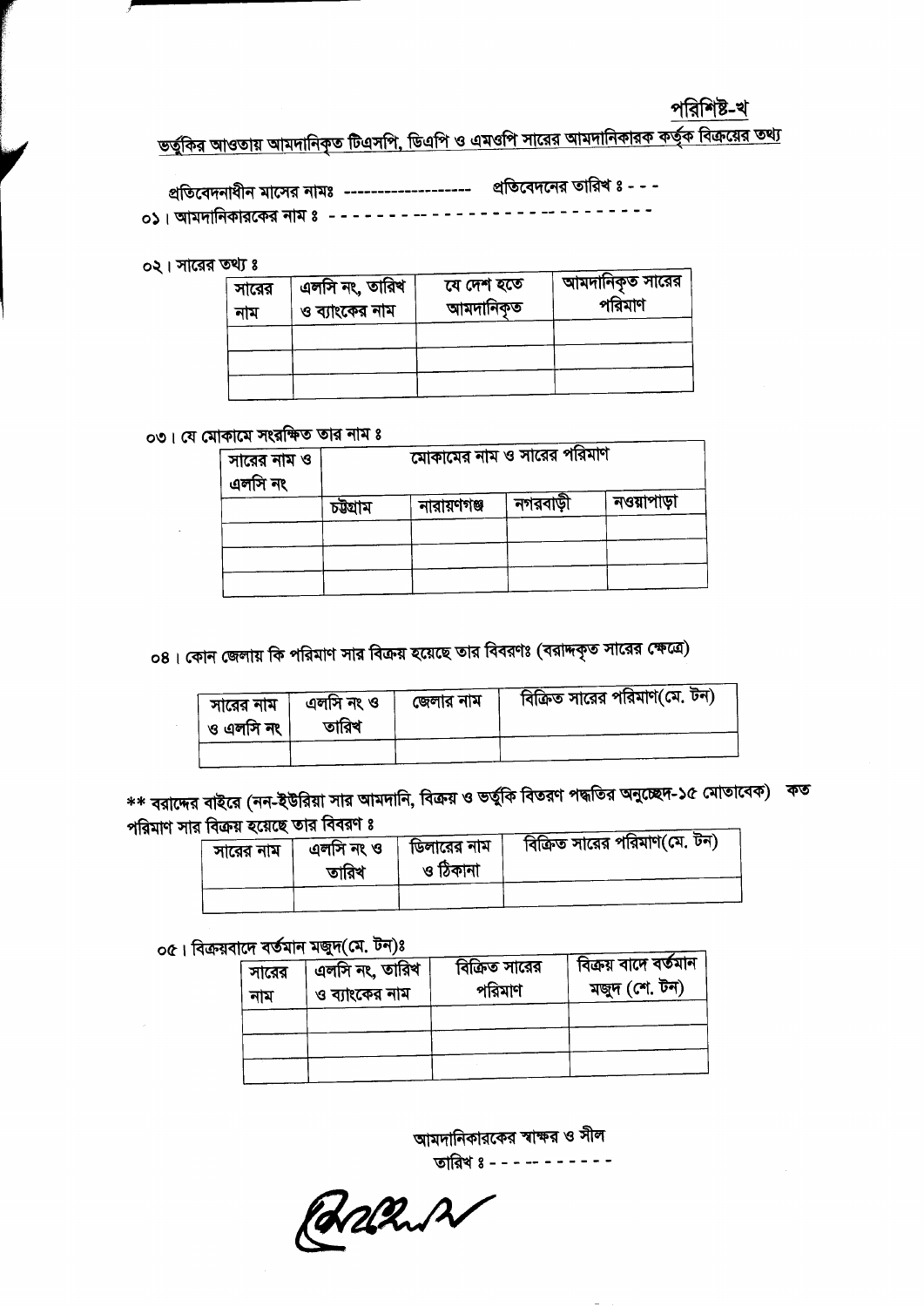পরিশিষ্ট-খ

## ভর্তুকির আওতায় আমদানিকৃত টিএসপি, ডিএপি ও এমওপি সারের আমদানিকারক কর্তৃক বিক্রয়ের তথ্য

প্রতিবেদনাধীন মাসের নামঃ ------------------- প্রতিবেদনের তারিখ ঃ - - -

০১। আমদানিকারকের নাম ঃ - - - - - - - - - - - - - - - - - - - - - - - - - - -

০২। সারের তথ্য ঃ

| সারের নাম | এলসি নং, তারিখ ও ব্যাংকের নাম | যে দেশ হতে আমদানিকৃত | আমদানিকৃত সারের পরিমাণ |
|---|---|---|---|
| | | | |
| | | | |
| | | | |

০৩। যে মোকামে সংরক্ষিত তার নাম ঃ

| সারের নাম ও এলসি নং | মোকামের নাম ও সারের পরিমাণ | | | |
|---|---|---|---|---|
| | চট্টগ্রাম | নারায়ণগঞ্জ | নগরবাড়ী | নওয়াপাড়া |
| | | | | |
| | | | | |
| | | | | |

০৪। কোন জেলায় কি পরিমাণ সার বিক্রয় হয়েছে তার বিবরণঃ (বরাদ্দকৃত সারের ক্ষেত্রে)

| সারের নাম ও এলসি নং | এলসি নং ও তারিখ | জেলার নাম | বিক্রিত সারের পরিমাণ(মে. টন) |
|---|---|---|---|
| | | | |

** বরাদ্দের বাইরে (নন-ইউরিয়া সার আমদানি, বিক্রয় ও ভর্তুকি বিতরণ পদ্ধতির অনুচ্ছেদ-১৫ মোতাবেক) কত পরিমাণ সার বিক্রয় হয়েছে তার বিবরণ ঃ

| সারের নাম | এলসি নং ও তারিখ | ডিলারের নাম ও ঠিকানা | বিক্রিত সারের পরিমাণ(মে. টন) |
|---|---|---|---|
| | | | |

০৫। বিক্রয়বাদে বর্তমান মজুদ(মে. টন)ঃ

| সারের নাম | এলসি নং, তারিখ ও ব্যাংকের নাম | বিক্রিত সারের পরিমাণ | বিক্রয় বাদে বর্তমান মজুদ (শে. টন) |
|---|---|---|---|
| | | | |
| | | | |
| | | | |

আমদানিকারকের স্বাক্ষর ও সীল

তারিখ ঃ - - - - - - - - - - -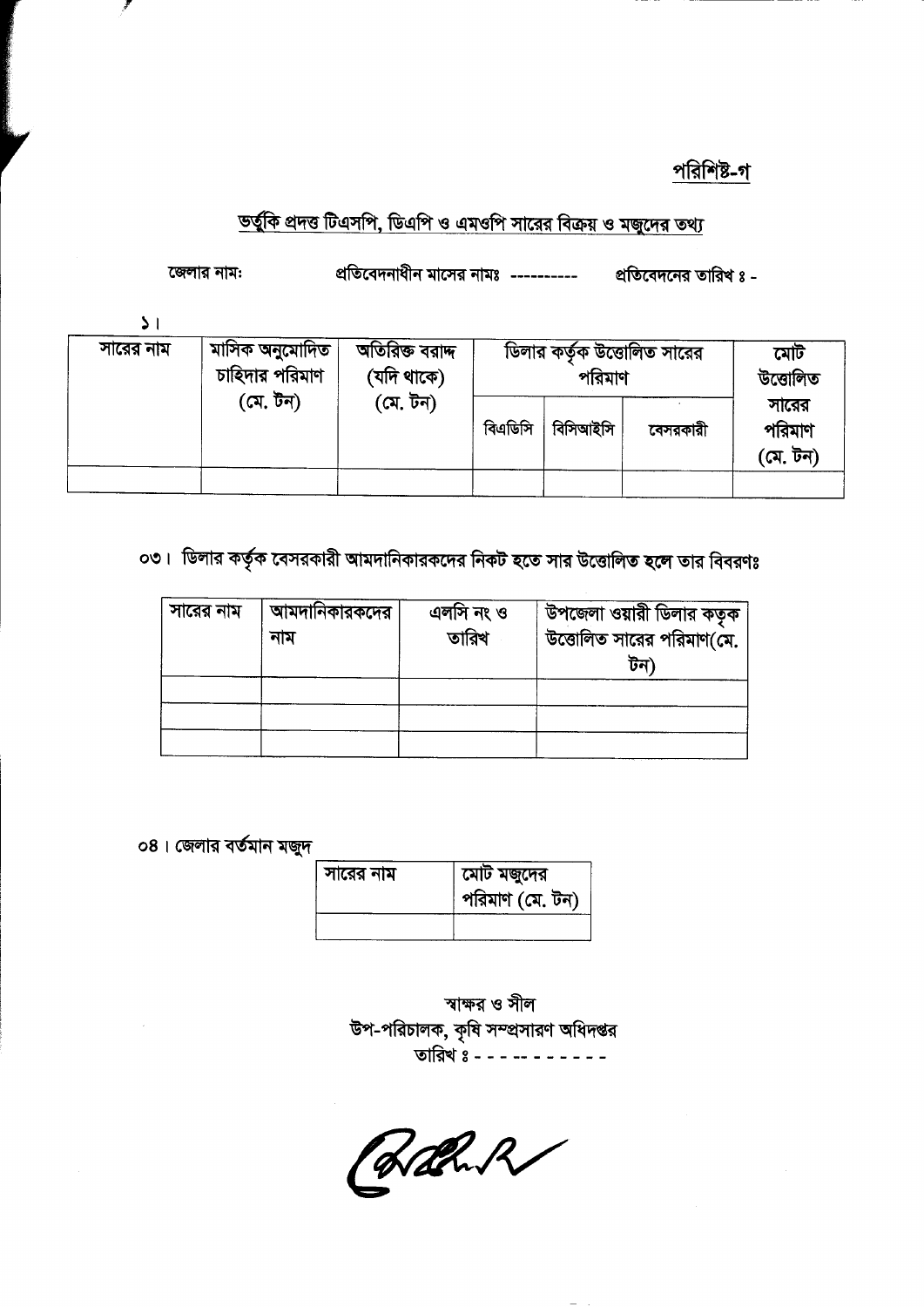পরিশিষ্ট-গ

## ভর্তুকি প্রদত্ত টিএসপি, ডিএপি ও এমওপি সারের বিক্রয় ও মজুদের তথ্য

জেলার নাম: প্রতিবেদনাধীন মাসের নামঃ ---------- প্রতিবেদনের তারিখ ঃ -

১।

| সারের নাম | মাসিক অনুমোদিত চাহিদার পরিমাণ (মে. টন) | অতিরিক্ত বরাদ্দ (যদি থাকে) (মে. টন) | ডিলার কর্তৃক উত্তোলিত সারের পরিমাণ | | | মোট উত্তোলিত সারের পরিমাণ (মে. টন) |
|---|---|---|---|---|---|---|
| | | | বিএডিসি | বিসিআইসি | বেসরকারী | |
| | | | | | | |

০৩। ডিলার কর্তৃক বেসরকারী আমদানিকারকদের নিকট হতে সার উত্তোলিত হলে তার বিবরণঃ

| সারের নাম | আমদানিকারকদের নাম | এলসি নং ও তারিখ | উপজেলা ওয়ারী ডিলার কতৃক উত্তোলিত সারের পরিমাণ(মে. টন) |
|---|---|---|---|
| | | | |
| | | | |
| | | | |

০৪। জেলার বর্তমান মজুদ

| সারের নাম | মোট মজুদের পরিমাণ (মে. টন) |
|---|---|
| | |

স্বাক্ষর ও সীল
উপ-পরিচালক, কৃষি সম্প্রসারণ অধিদপ্তর
তারিখ ঃ - - - -- - - - - - -